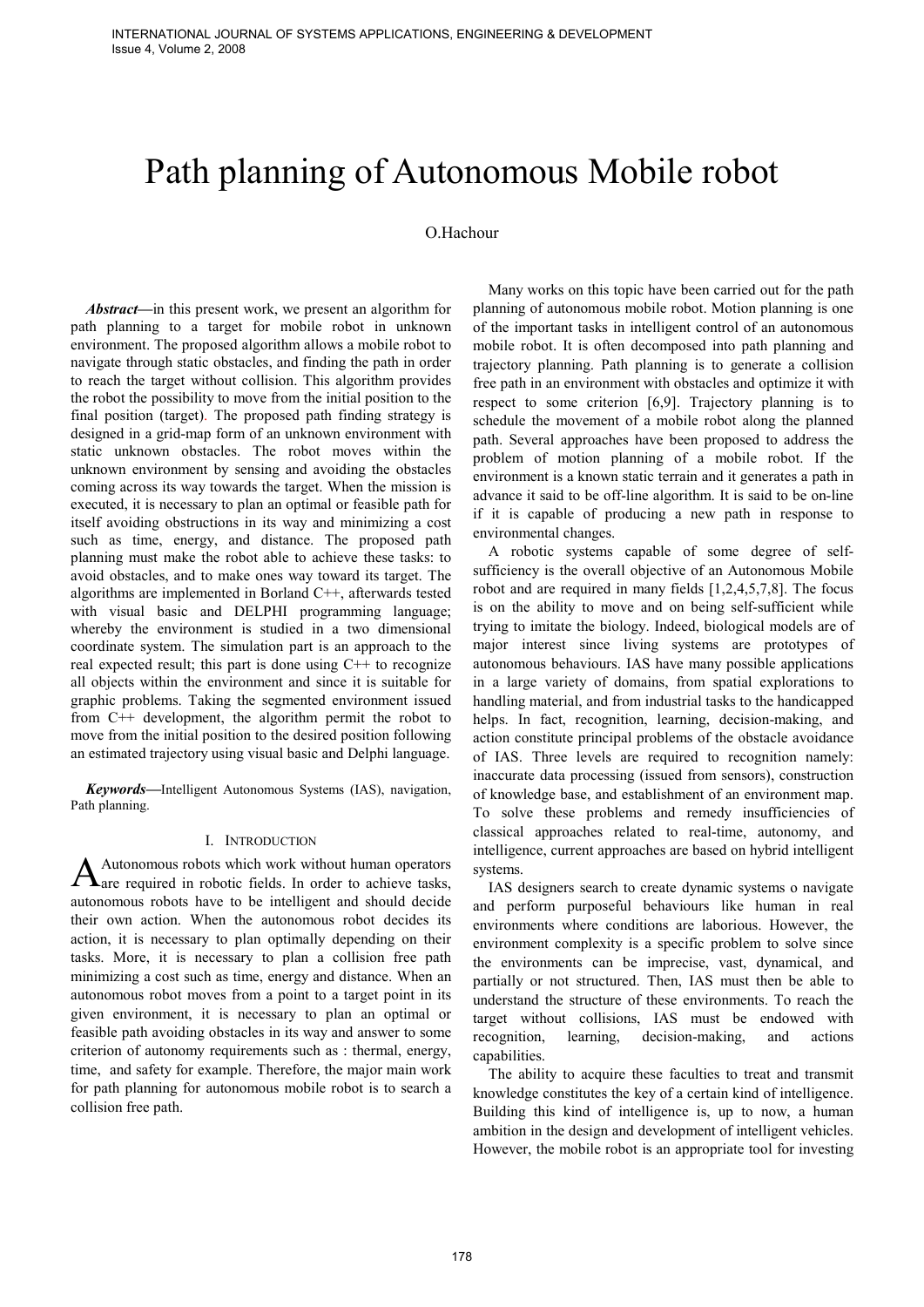# Path planning of Autonomous Mobile robot

O.Hachour

***Abstract*—**in this present work, we present an algorithm for path planning to a target for mobile robot in unknown environment. The proposed algorithm allows a mobile robot to navigate through static obstacles, and finding the path in order to reach the target without collision. This algorithm provides the robot the possibility to move from the initial position to the final position (target). The proposed path finding strategy is designed in a grid-map form of an unknown environment with static unknown obstacles. The robot moves within the unknown environment by sensing and avoiding the obstacles coming across its way towards the target. When the mission is executed, it is necessary to plan an optimal or feasible path for itself avoiding obstructions in its way and minimizing a cost such as time, energy, and distance. The proposed path planning must make the robot able to achieve these tasks: to avoid obstacles, and to make ones way toward its target. The algorithms are implemented in Borland C++, afterwards tested with visual basic and DELPHI programming language; whereby the environment is studied in a two dimensional coordinate system. The simulation part is an approach to the real expected result; this part is done using C++ to recognize all objects within the environment and since it is suitable for graphic problems. Taking the segmented environment issued from C++ development, the algorithm permit the robot to move from the initial position to the desired position following an estimated trajectory using visual basic and Delphi language.

***Keywords*—**Intelligent Autonomous Systems (IAS), navigation, Path planning.

## I. Introduction

Autonomous robots which work without human operators are required in robotic fields. In order to achieve tasks, autonomous robots have to be intelligent and should decide their own action. When the autonomous robot decides its action, it is necessary to plan optimally depending on their tasks. More, it is necessary to plan a collision free path minimizing a cost such as time, energy and distance. When an autonomous robot moves from a point to a target point in its given environment, it is necessary to plan an optimal or feasible path avoiding obstacles in its way and answer to some criterion of autonomy requirements such as : thermal, energy, time, and safety for example. Therefore, the major main work for path planning for autonomous mobile robot is to search a collision free path.

Many works on this topic have been carried out for the path planning of autonomous mobile robot. Motion planning is one of the important tasks in intelligent control of an autonomous mobile robot. It is often decomposed into path planning and trajectory planning. Path planning is to generate a collision free path in an environment with obstacles and optimize it with respect to some criterion [6,9]. Trajectory planning is to schedule the movement of a mobile robot along the planned path. Several approaches have been proposed to address the problem of motion planning of a mobile robot. If the environment is a known static terrain and it generates a path in advance it said to be off-line algorithm. It is said to be on-line if it is capable of producing a new path in response to environmental changes.

A robotic systems capable of some degree of self-sufficiency is the overall objective of an Autonomous Mobile robot and are required in many fields [1,2,4,5,7,8]. The focus is on the ability to move and on being self-sufficient while trying to imitate the biology. Indeed, biological models are of major interest since living systems are prototypes of autonomous behaviours. IAS have many possible applications in a large variety of domains, from spatial explorations to handling material, and from industrial tasks to the handicapped helps. In fact, recognition, learning, decision-making, and action constitute principal problems of the obstacle avoidance of IAS. Three levels are required to recognition namely: inaccurate data processing (issued from sensors), construction of knowledge base, and establishment of an environment map. To solve these problems and remedy insufficiencies of classical approaches related to real-time, autonomy, and intelligence, current approaches are based on hybrid intelligent systems.

IAS designers search to create dynamic systems o navigate and perform purposeful behaviours like human in real environments where conditions are laborious. However, the environment complexity is a specific problem to solve since the environments can be imprecise, vast, dynamical, and partially or not structured. Then, IAS must then be able to understand the structure of these environments. To reach the target without collisions, IAS must be endowed with recognition, learning, decision-making, and actions capabilities.

The ability to acquire these faculties to treat and transmit knowledge constitutes the key of a certain kind of intelligence. Building this kind of intelligence is, up to now, a human ambition in the design and development of intelligent vehicles. However, the mobile robot is an appropriate tool for investing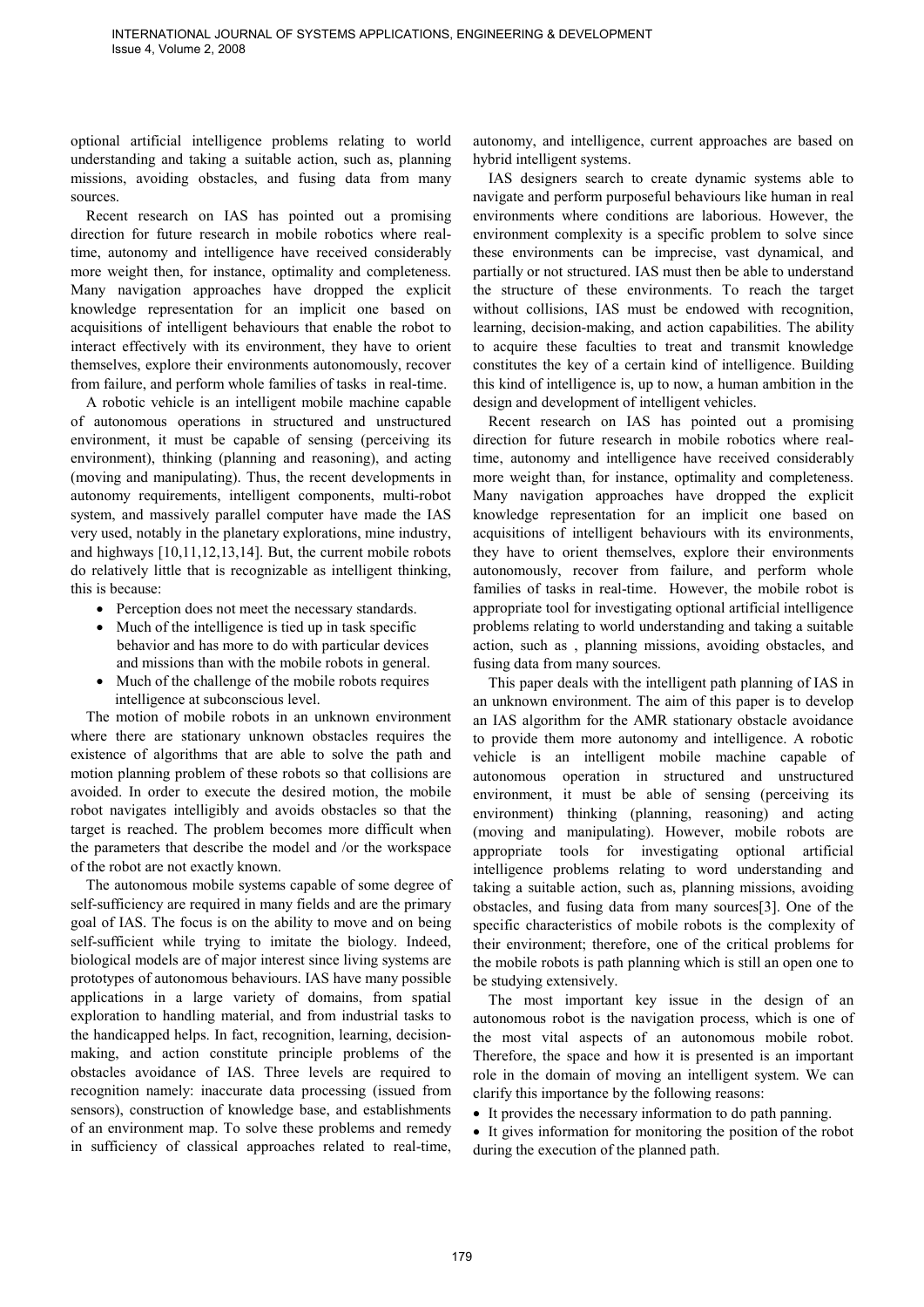optional artificial intelligence problems relating to world understanding and taking a suitable action, such as, planning missions, avoiding obstacles, and fusing data from many sources.

Recent research on IAS has pointed out a promising direction for future research in mobile robotics where real-time, autonomy and intelligence have received considerably more weight then, for instance, optimality and completeness. Many navigation approaches have dropped the explicit knowledge representation for an implicit one based on acquisitions of intelligent behaviours that enable the robot to interact effectively with its environment, they have to orient themselves, explore their environments autonomously, recover from failure, and perform whole families of tasks in real-time.

A robotic vehicle is an intelligent mobile machine capable of autonomous operations in structured and unstructured environment, it must be capable of sensing (perceiving its environment), thinking (planning and reasoning), and acting (moving and manipulating). Thus, the recent developments in autonomy requirements, intelligent components, multi-robot system, and massively parallel computer have made the IAS very used, notably in the planetary explorations, mine industry, and highways [10,11,12,13,14]. But, the current mobile robots do relatively little that is recognizable as intelligent thinking, this is because:

- Perception does not meet the necessary standards.
- Much of the intelligence is tied up in task specific behavior and has more to do with particular devices and missions than with the mobile robots in general.
- Much of the challenge of the mobile robots requires intelligence at subconscious level.

The motion of mobile robots in an unknown environment where there are stationary unknown obstacles requires the existence of algorithms that are able to solve the path and motion planning problem of these robots so that collisions are avoided. In order to execute the desired motion, the mobile robot navigates intelligibly and avoids obstacles so that the target is reached. The problem becomes more difficult when the parameters that describe the model and /or the workspace of the robot are not exactly known.

The autonomous mobile systems capable of some degree of self-sufficiency are required in many fields and are the primary goal of IAS. The focus is on the ability to move and on being self-sufficient while trying to imitate the biology. Indeed, biological models are of major interest since living systems are prototypes of autonomous behaviours. IAS have many possible applications in a large variety of domains, from spatial exploration to handling material, and from industrial tasks to the handicapped helps. In fact, recognition, learning, decision-making, and action constitute principle problems of the obstacles avoidance of IAS. Three levels are required to recognition namely: inaccurate data processing (issued from sensors), construction of knowledge base, and establishments of an environment map. To solve these problems and remedy in sufficiency of classical approaches related to real-time, autonomy, and intelligence, current approaches are based on hybrid intelligent systems.

IAS designers search to create dynamic systems able to navigate and perform purposeful behaviours like human in real environments where conditions are laborious. However, the environment complexity is a specific problem to solve since these environments can be imprecise, vast dynamical, and partially or not structured. IAS must then be able to understand the structure of these environments. To reach the target without collisions, IAS must be endowed with recognition, learning, decision-making, and action capabilities. The ability to acquire these faculties to treat and transmit knowledge constitutes the key of a certain kind of intelligence. Building this kind of intelligence is, up to now, a human ambition in the design and development of intelligent vehicles.

Recent research on IAS has pointed out a promising direction for future research in mobile robotics where real-time, autonomy and intelligence have received considerably more weight than, for instance, optimality and completeness. Many navigation approaches have dropped the explicit knowledge representation for an implicit one based on acquisitions of intelligent behaviours with its environments, they have to orient themselves, explore their environments autonomously, recover from failure, and perform whole families of tasks in real-time. However, the mobile robot is appropriate tool for investigating optional artificial intelligence problems relating to world understanding and taking a suitable action, such as , planning missions, avoiding obstacles, and fusing data from many sources.

This paper deals with the intelligent path planning of IAS in an unknown environment. The aim of this paper is to develop an IAS algorithm for the AMR stationary obstacle avoidance to provide them more autonomy and intelligence. A robotic vehicle is an intelligent mobile machine capable of autonomous operation in structured and unstructured environment, it must be able of sensing (perceiving its environment) thinking (planning, reasoning) and acting (moving and manipulating). However, mobile robots are appropriate tools for investigating optional artificial intelligence problems relating to word understanding and taking a suitable action, such as, planning missions, avoiding obstacles, and fusing data from many sources[3]. One of the specific characteristics of mobile robots is the complexity of their environment; therefore, one of the critical problems for the mobile robots is path planning which is still an open one to be studying extensively.

The most important key issue in the design of an autonomous robot is the navigation process, which is one of the most vital aspects of an autonomous mobile robot. Therefore, the space and how it is presented is an important role in the domain of moving an intelligent system. We can clarify this importance by the following reasons:

- It provides the necessary information to do path panning.
- It gives information for monitoring the position of the robot during the execution of the planned path.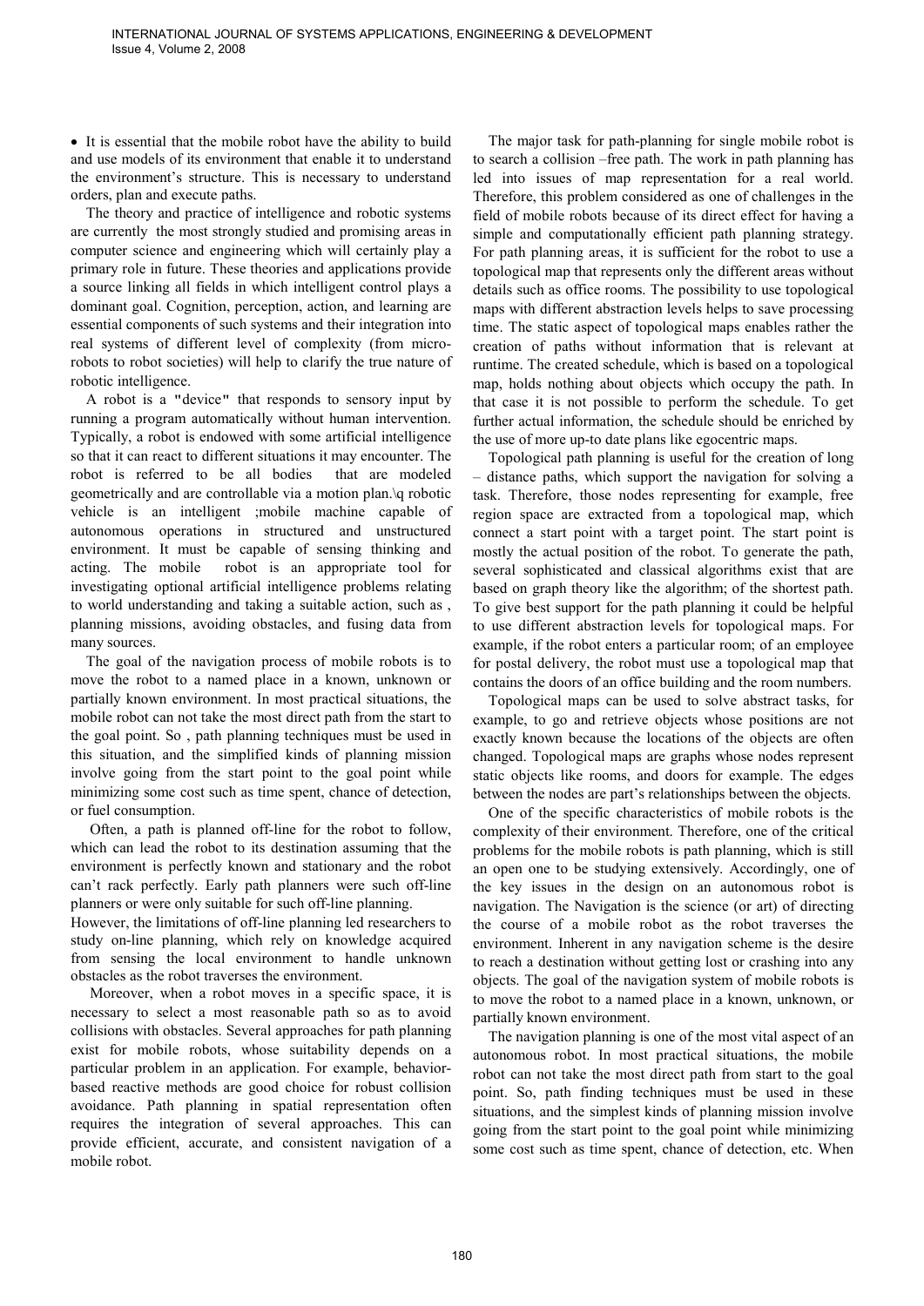- It is essential that the mobile robot have the ability to build and use models of its environment that enable it to understand the environment's structure. This is necessary to understand orders, plan and execute paths.

The theory and practice of intelligence and robotic systems are currently the most strongly studied and promising areas in computer science and engineering which will certainly play a primary role in future. These theories and applications provide a source linking all fields in which intelligent control plays a dominant goal. Cognition, perception, action, and learning are essential components of such systems and their integration into real systems of different level of complexity (from micro-robots to robot societies) will help to clarify the true nature of robotic intelligence.

A robot is a "device" that responds to sensory input by running a program automatically without human intervention. Typically, a robot is endowed with some artificial intelligence so that it can react to different situations it may encounter. The robot is referred to be all bodies that are modeled geometrically and are controllable via a motion plan.\q robotic vehicle is an intelligent ;mobile machine capable of autonomous operations in structured and unstructured environment. It must be capable of sensing thinking and acting. The mobile robot is an appropriate tool for investigating optional artificial intelligence problems relating to world understanding and taking a suitable action, such as , planning missions, avoiding obstacles, and fusing data from many sources.

The goal of the navigation process of mobile robots is to move the robot to a named place in a known, unknown or partially known environment. In most practical situations, the mobile robot can not take the most direct path from the start to the goal point. So , path planning techniques must be used in this situation, and the simplified kinds of planning mission involve going from the start point to the goal point while minimizing some cost such as time spent, chance of detection, or fuel consumption.

Often, a path is planned off-line for the robot to follow, which can lead the robot to its destination assuming that the environment is perfectly known and stationary and the robot can't rack perfectly. Early path planners were such off-line planners or were only suitable for such off-line planning.

However, the limitations of off-line planning led researchers to study on-line planning, which rely on knowledge acquired from sensing the local environment to handle unknown obstacles as the robot traverses the environment.

Moreover, when a robot moves in a specific space, it is necessary to select a most reasonable path so as to avoid collisions with obstacles. Several approaches for path planning exist for mobile robots, whose suitability depends on a particular problem in an application. For example, behavior-based reactive methods are good choice for robust collision avoidance. Path planning in spatial representation often requires the integration of several approaches. This can provide efficient, accurate, and consistent navigation of a mobile robot.

The major task for path-planning for single mobile robot is to search a collision –free path. The work in path planning has led into issues of map representation for a real world. Therefore, this problem considered as one of challenges in the field of mobile robots because of its direct effect for having a simple and computationally efficient path planning strategy. For path planning areas, it is sufficient for the robot to use a topological map that represents only the different areas without details such as office rooms. The possibility to use topological maps with different abstraction levels helps to save processing time. The static aspect of topological maps enables rather the creation of paths without information that is relevant at runtime. The created schedule, which is based on a topological map, holds nothing about objects which occupy the path. In that case it is not possible to perform the schedule. To get further actual information, the schedule should be enriched by the use of more up-to date plans like egocentric maps.

Topological path planning is useful for the creation of long – distance paths, which support the navigation for solving a task. Therefore, those nodes representing for example, free region space are extracted from a topological map, which connect a start point with a target point. The start point is mostly the actual position of the robot. To generate the path, several sophisticated and classical algorithms exist that are based on graph theory like the algorithm; of the shortest path. To give best support for the path planning it could be helpful to use different abstraction levels for topological maps. For example, if the robot enters a particular room; of an employee for postal delivery, the robot must use a topological map that contains the doors of an office building and the room numbers.

Topological maps can be used to solve abstract tasks, for example, to go and retrieve objects whose positions are not exactly known because the locations of the objects are often changed. Topological maps are graphs whose nodes represent static objects like rooms, and doors for example. The edges between the nodes are part's relationships between the objects.

One of the specific characteristics of mobile robots is the complexity of their environment. Therefore, one of the critical problems for the mobile robots is path planning, which is still an open one to be studying extensively. Accordingly, one of the key issues in the design on an autonomous robot is navigation. The Navigation is the science (or art) of directing the course of a mobile robot as the robot traverses the environment. Inherent in any navigation scheme is the desire to reach a destination without getting lost or crashing into any objects. The goal of the navigation system of mobile robots is to move the robot to a named place in a known, unknown, or partially known environment.

The navigation planning is one of the most vital aspect of an autonomous robot. In most practical situations, the mobile robot can not take the most direct path from start to the goal point. So, path finding techniques must be used in these situations, and the simplest kinds of planning mission involve going from the start point to the goal point while minimizing some cost such as time spent, chance of detection, etc. When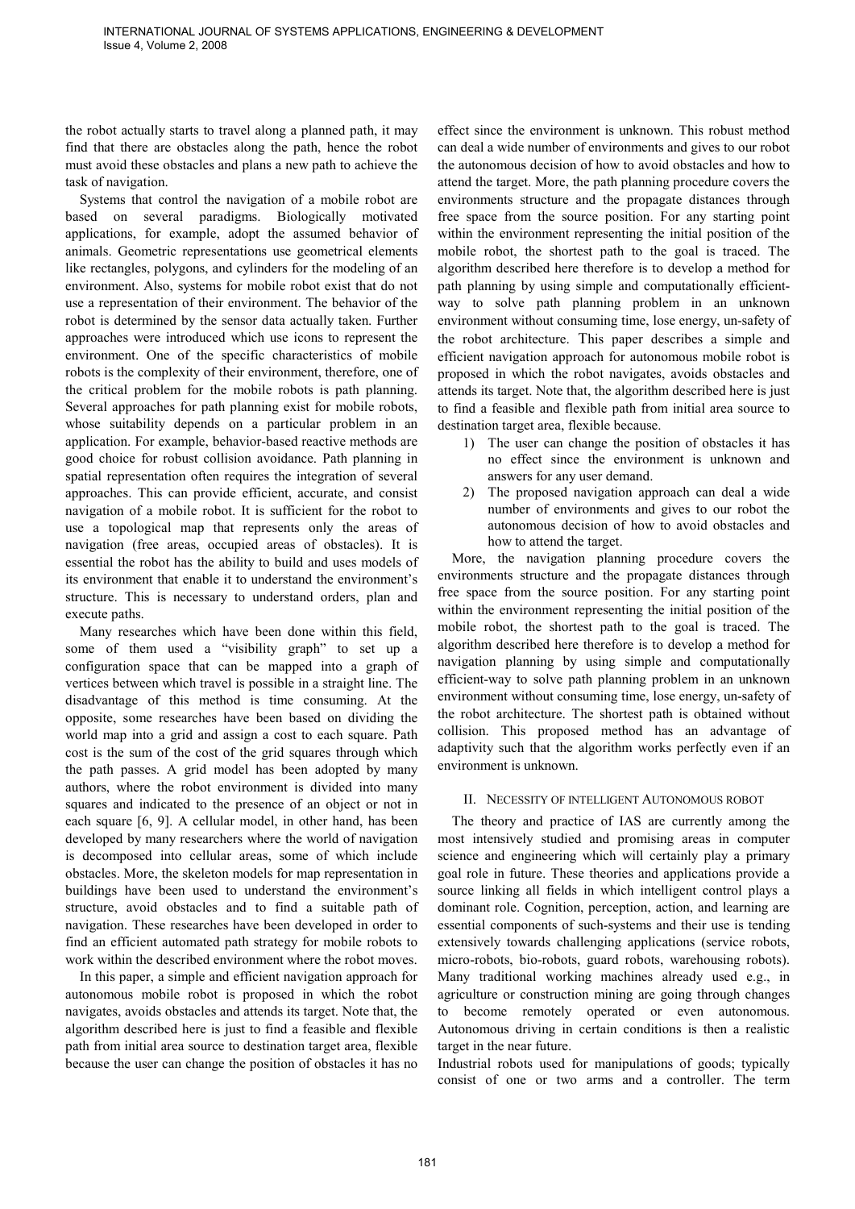the robot actually starts to travel along a planned path, it may find that there are obstacles along the path, hence the robot must avoid these obstacles and plans a new path to achieve the task of navigation.

Systems that control the navigation of a mobile robot are based on several paradigms. Biologically motivated applications, for example, adopt the assumed behavior of animals. Geometric representations use geometrical elements like rectangles, polygons, and cylinders for the modeling of an environment. Also, systems for mobile robot exist that do not use a representation of their environment. The behavior of the robot is determined by the sensor data actually taken. Further approaches were introduced which use icons to represent the environment. One of the specific characteristics of mobile robots is the complexity of their environment, therefore, one of the critical problem for the mobile robots is path planning. Several approaches for path planning exist for mobile robots, whose suitability depends on a particular problem in an application. For example, behavior-based reactive methods are good choice for robust collision avoidance. Path planning in spatial representation often requires the integration of several approaches. This can provide efficient, accurate, and consist navigation of a mobile robot. It is sufficient for the robot to use a topological map that represents only the areas of navigation (free areas, occupied areas of obstacles). It is essential the robot has the ability to build and uses models of its environment that enable it to understand the environment's structure. This is necessary to understand orders, plan and execute paths.

Many researches which have been done within this field, some of them used a "visibility graph" to set up a configuration space that can be mapped into a graph of vertices between which travel is possible in a straight line. The disadvantage of this method is time consuming. At the opposite, some researches have been based on dividing the world map into a grid and assign a cost to each square. Path cost is the sum of the cost of the grid squares through which the path passes. A grid model has been adopted by many authors, where the robot environment is divided into many squares and indicated to the presence of an object or not in each square [6, 9]. A cellular model, in other hand, has been developed by many researchers where the world of navigation is decomposed into cellular areas, some of which include obstacles. More, the skeleton models for map representation in buildings have been used to understand the environment's structure, avoid obstacles and to find a suitable path of navigation. These researches have been developed in order to find an efficient automated path strategy for mobile robots to work within the described environment where the robot moves.

In this paper, a simple and efficient navigation approach for autonomous mobile robot is proposed in which the robot navigates, avoids obstacles and attends its target. Note that, the algorithm described here is just to find a feasible and flexible path from initial area source to destination target area, flexible because the user can change the position of obstacles it has no effect since the environment is unknown. This robust method can deal a wide number of environments and gives to our robot the autonomous decision of how to avoid obstacles and how to attend the target. More, the path planning procedure covers the environments structure and the propagate distances through free space from the source position. For any starting point within the environment representing the initial position of the mobile robot, the shortest path to the goal is traced. The algorithm described here therefore is to develop a method for path planning by using simple and computationally efficient-way to solve path planning problem in an unknown environment without consuming time, lose energy, un-safety of the robot architecture. This paper describes a simple and efficient navigation approach for autonomous mobile robot is proposed in which the robot navigates, avoids obstacles and attends its target. Note that, the algorithm described here is just to find a feasible and flexible path from initial area source to destination target area, flexible because.

1) The user can change the position of obstacles it has no effect since the environment is unknown and answers for any user demand.
2) The proposed navigation approach can deal a wide number of environments and gives to our robot the autonomous decision of how to avoid obstacles and how to attend the target.

More, the navigation planning procedure covers the environments structure and the propagate distances through free space from the source position. For any starting point within the environment representing the initial position of the mobile robot, the shortest path to the goal is traced. The algorithm described here therefore is to develop a method for navigation planning by using simple and computationally efficient-way to solve path planning problem in an unknown environment without consuming time, lose energy, un-safety of the robot architecture. The shortest path is obtained without collision. This proposed method has an advantage of adaptivity such that the algorithm works perfectly even if an environment is unknown.

## II. Necessity of intelligent Autonomous robot

The theory and practice of IAS are currently among the most intensively studied and promising areas in computer science and engineering which will certainly play a primary goal role in future. These theories and applications provide a source linking all fields in which intelligent control plays a dominant role. Cognition, perception, action, and learning are essential components of such-systems and their use is tending extensively towards challenging applications (service robots, micro-robots, bio-robots, guard robots, warehousing robots). Many traditional working machines already used e.g., in agriculture or construction mining are going through changes to become remotely operated or even autonomous. Autonomous driving in certain conditions is then a realistic target in the near future.

Industrial robots used for manipulations of goods; typically consist of one or two arms and a controller. The term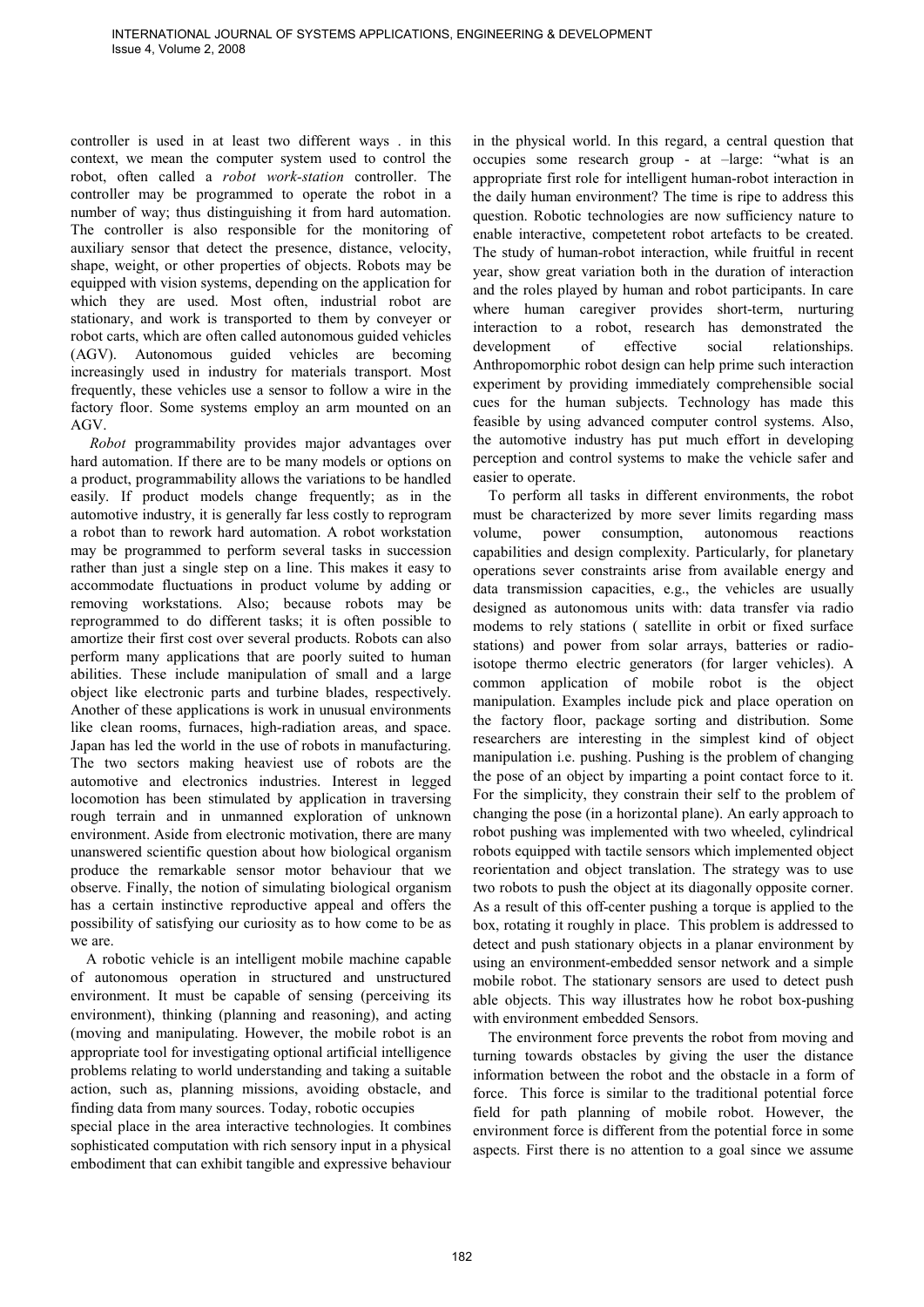controller is used in at least two different ways . in this context, we mean the computer system used to control the robot, often called a *robot work-station* controller. The controller may be programmed to operate the robot in a number of way; thus distinguishing it from hard automation. The controller is also responsible for the monitoring of auxiliary sensor that detect the presence, distance, velocity, shape, weight, or other properties of objects. Robots may be equipped with vision systems, depending on the application for which they are used. Most often, industrial robot are stationary, and work is transported to them by conveyer or robot carts, which are often called autonomous guided vehicles (AGV). Autonomous guided vehicles are becoming increasingly used in industry for materials transport. Most frequently, these vehicles use a sensor to follow a wire in the factory floor. Some systems employ an arm mounted on an AGV.

*Robot* programmability provides major advantages over hard automation. If there are to be many models or options on a product, programmability allows the variations to be handled easily. If product models change frequently; as in the automotive industry, it is generally far less costly to reprogram a robot than to rework hard automation. A robot workstation may be programmed to perform several tasks in succession rather than just a single step on a line. This makes it easy to accommodate fluctuations in product volume by adding or removing workstations. Also; because robots may be reprogrammed to do different tasks; it is often possible to amortize their first cost over several products. Robots can also perform many applications that are poorly suited to human abilities. These include manipulation of small and a large object like electronic parts and turbine blades, respectively. Another of these applications is work in unusual environments like clean rooms, furnaces, high-radiation areas, and space. Japan has led the world in the use of robots in manufacturing. The two sectors making heaviest use of robots are the automotive and electronics industries. Interest in legged locomotion has been stimulated by application in traversing rough terrain and in unmanned exploration of unknown environment. Aside from electronic motivation, there are many unanswered scientific question about how biological organism produce the remarkable sensor motor behaviour that we observe. Finally, the notion of simulating biological organism has a certain instinctive reproductive appeal and offers the possibility of satisfying our curiosity as to how come to be as we are.

A robotic vehicle is an intelligent mobile machine capable of autonomous operation in structured and unstructured environment. It must be capable of sensing (perceiving its environment), thinking (planning and reasoning), and acting (moving and manipulating. However, the mobile robot is an appropriate tool for investigating optional artificial intelligence problems relating to world understanding and taking a suitable action, such as, planning missions, avoiding obstacle, and finding data from many sources. Today, robotic occupies special place in the area interactive technologies. It combines sophisticated computation with rich sensory input in a physical embodiment that can exhibit tangible and expressive behaviour in the physical world. In this regard, a central question that occupies some research group - at –large: "what is an appropriate first role for intelligent human-robot interaction in the daily human environment? The time is ripe to address this question. Robotic technologies are now sufficiency nature to enable interactive, competetent robot artefacts to be created. The study of human-robot interaction, while fruitful in recent year, show great variation both in the duration of interaction and the roles played by human and robot participants. In care where human caregiver provides short-term, nurturing interaction to a robot, research has demonstrated the development of effective social relationships. Anthropomorphic robot design can help prime such interaction experiment by providing immediately comprehensible social cues for the human subjects. Technology has made this feasible by using advanced computer control systems. Also, the automotive industry has put much effort in developing perception and control systems to make the vehicle safer and easier to operate.

To perform all tasks in different environments, the robot must be characterized by more sever limits regarding mass volume, power consumption, autonomous reactions capabilities and design complexity. Particularly, for planetary operations sever constraints arise from available energy and data transmission capacities, e.g., the vehicles are usually designed as autonomous units with: data transfer via radio modems to rely stations ( satellite in orbit or fixed surface stations) and power from solar arrays, batteries or radio-isotope thermo electric generators (for larger vehicles). A common application of mobile robot is the object manipulation. Examples include pick and place operation on the factory floor, package sorting and distribution. Some researchers are interesting in the simplest kind of object manipulation i.e. pushing. Pushing is the problem of changing the pose of an object by imparting a point contact force to it. For the simplicity, they constrain their self to the problem of changing the pose (in a horizontal plane). An early approach to robot pushing was implemented with two wheeled, cylindrical robots equipped with tactile sensors which implemented object reorientation and object translation. The strategy was to use two robots to push the object at its diagonally opposite corner. As a result of this off-center pushing a torque is applied to the box, rotating it roughly in place. This problem is addressed to detect and push stationary objects in a planar environment by using an environment-embedded sensor network and a simple mobile robot. The stationary sensors are used to detect push able objects. This way illustrates how he robot box-pushing with environment embedded Sensors.

The environment force prevents the robot from moving and turning towards obstacles by giving the user the distance information between the robot and the obstacle in a form of force. This force is similar to the traditional potential force field for path planning of mobile robot. However, the environment force is different from the potential force in some aspects. First there is no attention to a goal since we assume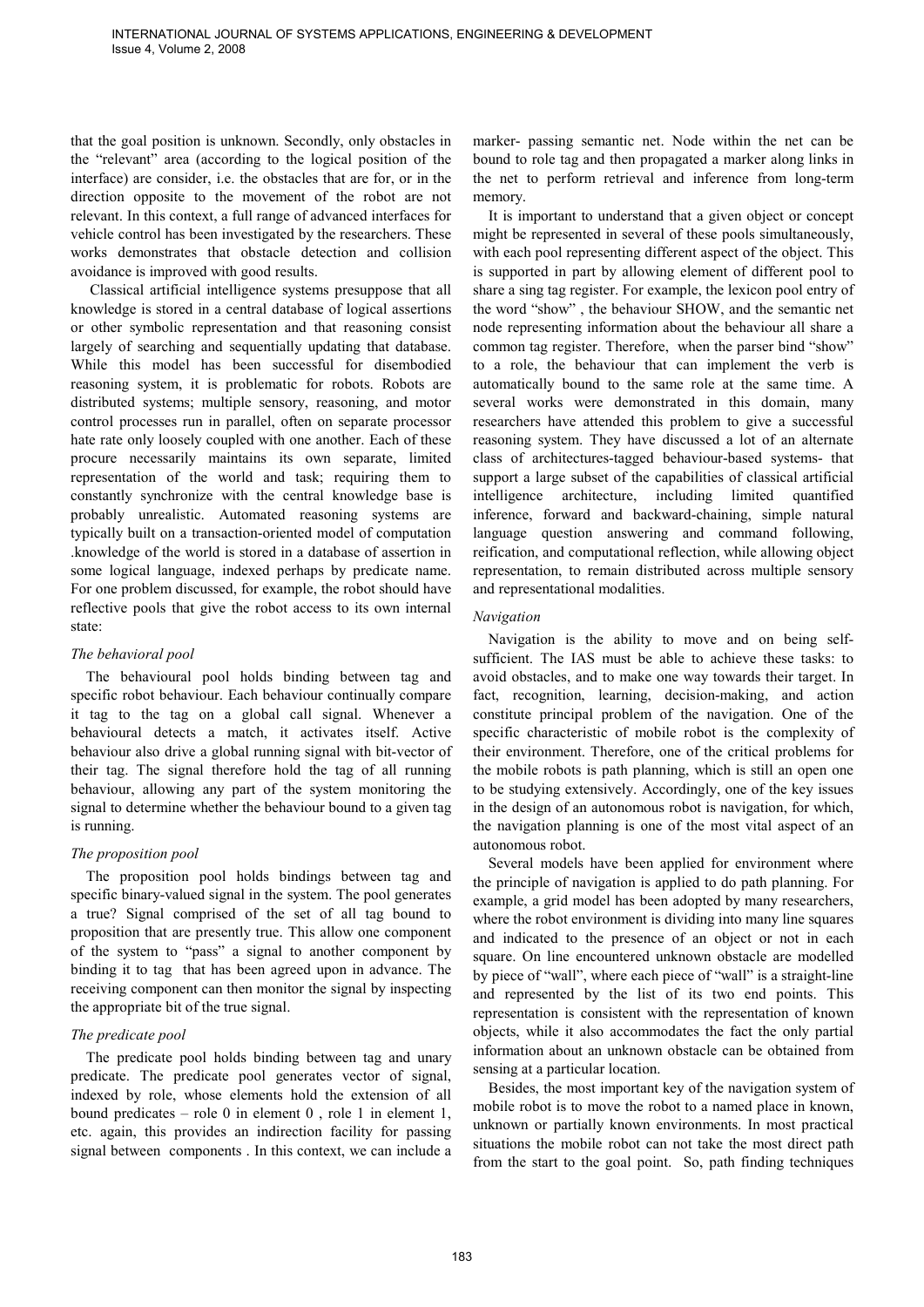that the goal position is unknown. Secondly, only obstacles in the "relevant" area (according to the logical position of the interface) are consider, i.e. the obstacles that are for, or in the direction opposite to the movement of the robot are not relevant. In this context, a full range of advanced interfaces for vehicle control has been investigated by the researchers. These works demonstrates that obstacle detection and collision avoidance is improved with good results.

Classical artificial intelligence systems presuppose that all knowledge is stored in a central database of logical assertions or other symbolic representation and that reasoning consist largely of searching and sequentially updating that database. While this model has been successful for disembodied reasoning system, it is problematic for robots. Robots are distributed systems; multiple sensory, reasoning, and motor control processes run in parallel, often on separate processor hate rate only loosely coupled with one another. Each of these procure necessarily maintains its own separate, limited representation of the world and task; requiring them to constantly synchronize with the central knowledge base is probably unrealistic. Automated reasoning systems are typically built on a transaction-oriented model of computation .knowledge of the world is stored in a database of assertion in some logical language, indexed perhaps by predicate name. For one problem discussed, for example, the robot should have reflective pools that give the robot access to its own internal state:

*The behavioral pool*

The behavioural pool holds binding between tag and specific robot behaviour. Each behaviour continually compare it tag to the tag on a global call signal. Whenever a behavioural detects a match, it activates itself. Active behaviour also drive a global running signal with bit-vector of their tag. The signal therefore hold the tag of all running behaviour, allowing any part of the system monitoring the signal to determine whether the behaviour bound to a given tag is running.

*The proposition pool*

The proposition pool holds bindings between tag and specific binary-valued signal in the system. The pool generates a true? Signal comprised of the set of all tag bound to proposition that are presently true. This allow one component of the system to "pass" a signal to another component by binding it to tag that has been agreed upon in advance. The receiving component can then monitor the signal by inspecting the appropriate bit of the true signal.

*The predicate pool*

The predicate pool holds binding between tag and unary predicate. The predicate pool generates vector of signal, indexed by role, whose elements hold the extension of all bound predicates – role 0 in element 0 , role 1 in element 1, etc. again, this provides an indirection facility for passing signal between components . In this context, we can include a marker- passing semantic net. Node within the net can be bound to role tag and then propagated a marker along links in the net to perform retrieval and inference from long-term memory.

It is important to understand that a given object or concept might be represented in several of these pools simultaneously, with each pool representing different aspect of the object. This is supported in part by allowing element of different pool to share a sing tag register. For example, the lexicon pool entry of the word "show" , the behaviour SHOW, and the semantic net node representing information about the behaviour all share a common tag register. Therefore, when the parser bind "show" to a role, the behaviour that can implement the verb is automatically bound to the same role at the same time. A several works were demonstrated in this domain, many researchers have attended this problem to give a successful reasoning system. They have discussed a lot of an alternate class of architectures-tagged behaviour-based systems- that support a large subset of the capabilities of classical artificial intelligence architecture, including limited quantified inference, forward and backward-chaining, simple natural language question answering and command following, reification, and computational reflection, while allowing object representation, to remain distributed across multiple sensory and representational modalities.

*Navigation*

Navigation is the ability to move and on being self-sufficient. The IAS must be able to achieve these tasks: to avoid obstacles, and to make one way towards their target. In fact, recognition, learning, decision-making, and action constitute principal problem of the navigation. One of the specific characteristic of mobile robot is the complexity of their environment. Therefore, one of the critical problems for the mobile robots is path planning, which is still an open one to be studying extensively. Accordingly, one of the key issues in the design of an autonomous robot is navigation, for which, the navigation planning is one of the most vital aspect of an autonomous robot.

Several models have been applied for environment where the principle of navigation is applied to do path planning. For example, a grid model has been adopted by many researchers, where the robot environment is dividing into many line squares and indicated to the presence of an object or not in each square. On line encountered unknown obstacle are modelled by piece of "wall", where each piece of "wall" is a straight-line and represented by the list of its two end points. This representation is consistent with the representation of known objects, while it also accommodates the fact the only partial information about an unknown obstacle can be obtained from sensing at a particular location.

Besides, the most important key of the navigation system of mobile robot is to move the robot to a named place in known, unknown or partially known environments. In most practical situations the mobile robot can not take the most direct path from the start to the goal point. So, path finding techniques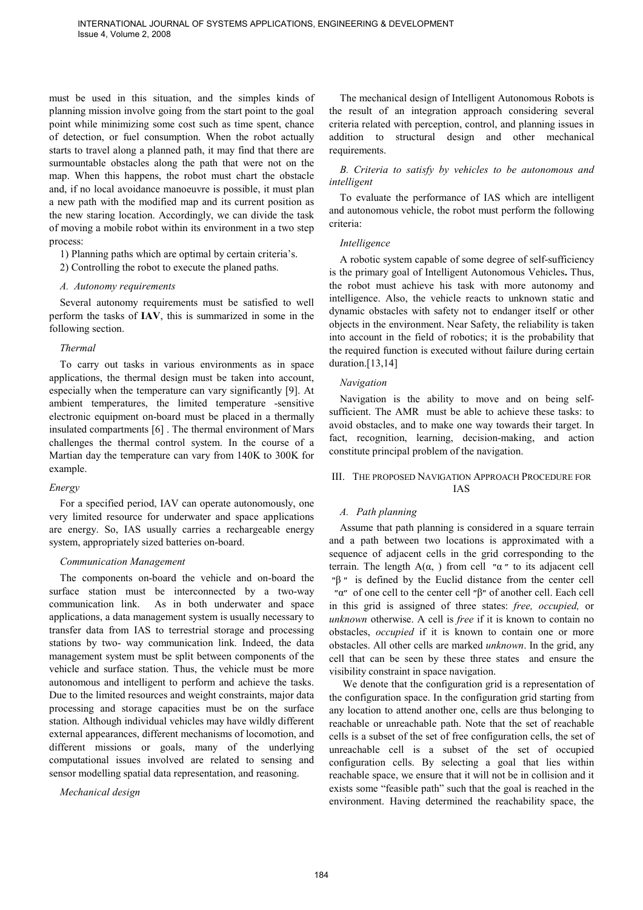must be used in this situation, and the simples kinds of planning mission involve going from the start point to the goal point while minimizing some cost such as time spent, chance of detection, or fuel consumption. When the robot actually starts to travel along a planned path, it may find that there are surmountable obstacles along the path that were not on the map. When this happens, the robot must chart the obstacle and, if no local avoidance manoeuvre is possible, it must plan a new path with the modified map and its current position as the new staring location. Accordingly, we can divide the task of moving a mobile robot within its environment in a two step process:

1) Planning paths which are optimal by certain criteria's.
2) Controlling the robot to execute the planed paths.

### *A. Autonomy requirements*

Several autonomy requirements must be satisfied to well perform the tasks of **IAV**, this is summarized in some in the following section.

*Thermal*

To carry out tasks in various environments as in space applications, the thermal design must be taken into account, especially when the temperature can vary significantly [9]. At ambient temperatures, the limited temperature -sensitive electronic equipment on-board must be placed in a thermally insulated compartments [6] . The thermal environment of Mars challenges the thermal control system. In the course of a Martian day the temperature can vary from 140K to 300K for example.

*Energy*

For a specified period, IAV can operate autonomously, one very limited resource for underwater and space applications are energy. So, IAS usually carries a rechargeable energy system, appropriately sized batteries on-board.

*Communication Management*

The components on-board the vehicle and on-board the surface station must be interconnected by a two-way communication link. As in both underwater and space applications, a data management system is usually necessary to transfer data from IAS to terrestrial storage and processing stations by two- way communication link. Indeed, the data management system must be split between components of the vehicle and surface station. Thus, the vehicle must be more autonomous and intelligent to perform and achieve the tasks. Due to the limited resources and weight constraints, major data processing and storage capacities must be on the surface station. Although individual vehicles may have wildly different external appearances, different mechanisms of locomotion, and different missions or goals, many of the underlying computational issues involved are related to sensing and sensor modelling spatial data representation, and reasoning.

*Mechanical design*

The mechanical design of Intelligent Autonomous Robots is the result of an integration approach considering several criteria related with perception, control, and planning issues in addition to structural design and other mechanical requirements.

### *B. Criteria to satisfy by vehicles to be autonomous and intelligent*

To evaluate the performance of IAS which are intelligent and autonomous vehicle, the robot must perform the following criteria:

*Intelligence*

A robotic system capable of some degree of self-sufficiency is the primary goal of Intelligent Autonomous Vehicles**.** Thus, the robot must achieve his task with more autonomy and intelligence. Also, the vehicle reacts to unknown static and dynamic obstacles with safety not to endanger itself or other objects in the environment. Near Safety, the reliability is taken into account in the field of robotics; it is the probability that the required function is executed without failure during certain duration.[13,14]

*Navigation*

Navigation is the ability to move and on being self-sufficient. The AMR must be able to achieve these tasks: to avoid obstacles, and to make one way towards their target. In fact, recognition, learning, decision-making, and action constitute principal problem of the navigation.

## III. The Proposed Navigation Approach Procedure for IAS

### *A. Path planning*

Assume that path planning is considered in a square terrain and a path between two locations is approximated with a sequence of adjacent cells in the grid corresponding to the terrain. The length $A(\alpha, )$ from cell ″α″ to its adjacent cell ″β″ is defined by the Euclid distance from the center cell ″α″ of one cell to the center cell ″β″ of another cell. Each cell in this grid is assigned of three states: *free, occupied,* or *unknown* otherwise. A cell is *free* if it is known to contain no obstacles, *occupied* if it is known to contain one or more obstacles. All other cells are marked *unknown*. In the grid, any cell that can be seen by these three states and ensure the visibility constraint in space navigation.

We denote that the configuration grid is a representation of the configuration space. In the configuration grid starting from any location to attend another one, cells are thus belonging to reachable or unreachable path. Note that the set of reachable cells is a subset of the set of free configuration cells, the set of unreachable cell is a subset of the set of occupied configuration cells. By selecting a goal that lies within reachable space, we ensure that it will not be in collision and it exists some "feasible path" such that the goal is reached in the environment. Having determined the reachability space, the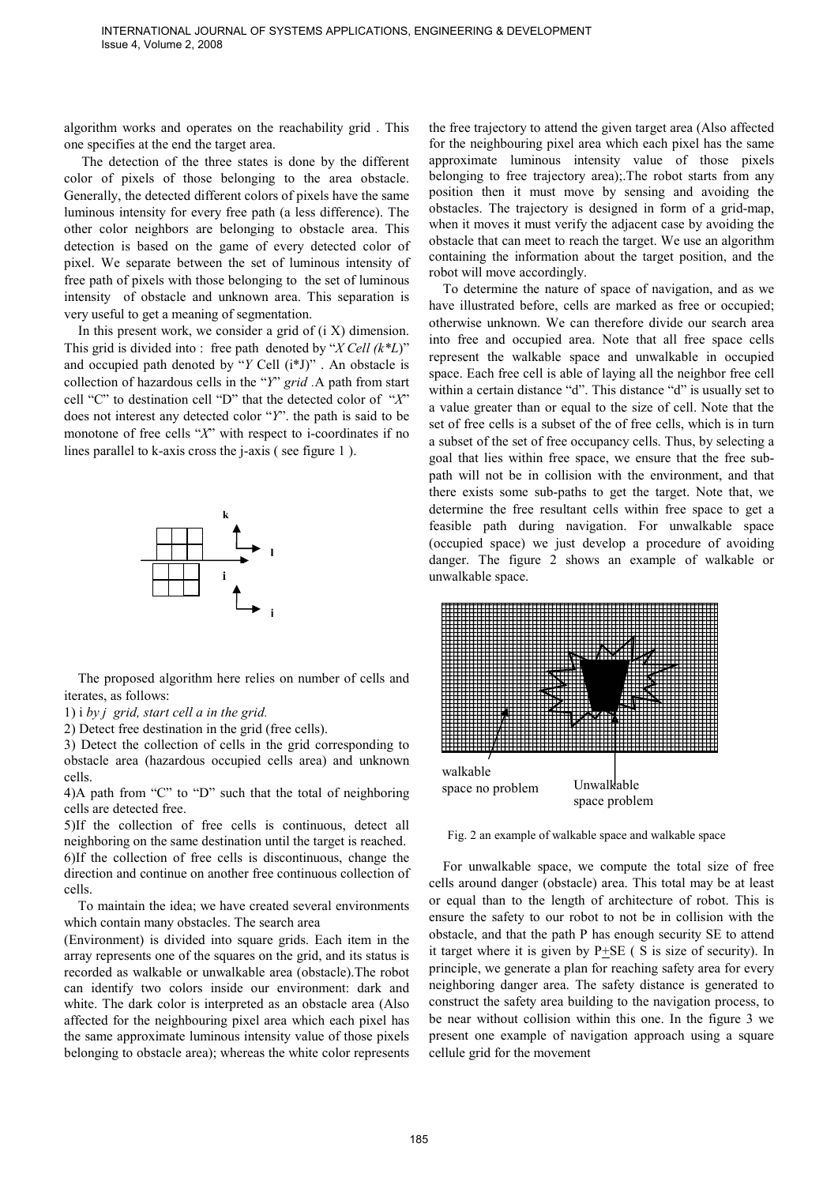algorithm works and operates on the reachability grid . This one specifies at the end the target area.

The detection of the three states is done by the different color of pixels of those belonging to the area obstacle. Generally, the detected different colors of pixels have the same luminous intensity for every free path (a less difference). The other color neighbors are belonging to obstacle area. This detection is based on the game of every detected color of pixel. We separate between the set of luminous intensity of free path of pixels with those belonging to the set of luminous intensity of obstacle and unknown area. This separation is very useful to get a meaning of segmentation.

In this present work, we consider a grid of (i X) dimension. This grid is divided into : free path denoted by "*X Cell (k*L)*" and occupied path denoted by "*Y* Cell (i*J)" . An obstacle is collection of hazardous cells in the "*Y*" *grid* .A path from start cell "C" to destination cell "D" that the detected color of "*X*" does not interest any detected color "*Y*". the path is said to be monotone of free cells "*X*" with respect to i-coordinates if no lines parallel to k-axis cross the j-axis ( see figure 1 ).

The proposed algorithm here relies on number of cells and iterates, as follows:

1) i *by j grid, start cell a in the grid.*
2) Detect free destination in the grid (free cells).
3) Detect the collection of cells in the grid corresponding to obstacle area (hazardous occupied cells area) and unknown cells.
4)A path from "C" to "D" such that the total of neighboring cells are detected free.
5)If the collection of free cells is continuous, detect all neighboring on the same destination until the target is reached.
6)If the collection of free cells is discontinuous, change the direction and continue on another free continuous collection of cells.

To maintain the idea; we have created several environments which contain many obstacles. The search area (Environment) is divided into square grids. Each item in the array represents one of the squares on the grid, and its status is recorded as walkable or unwalkable area (obstacle).The robot can identify two colors inside our environment: dark and white. The dark color is interpreted as an obstacle area (Also affected for the neighbouring pixel area which each pixel has the same approximate luminous intensity value of those pixels belonging to obstacle area); whereas the white color represents the free trajectory to attend the given target area (Also affected for the neighbouring pixel area which each pixel has the same approximate luminous intensity value of those pixels belonging to free trajectory area);.The robot starts from any position then it must move by sensing and avoiding the obstacles. The trajectory is designed in form of a grid-map, when it moves it must verify the adjacent case by avoiding the obstacle that can meet to reach the target. We use an algorithm containing the information about the target position, and the robot will move accordingly.

To determine the nature of space of navigation, and as we have illustrated before, cells are marked as free or occupied; otherwise unknown. We can therefore divide our search area into free and occupied area. Note that all free space cells represent the walkable space and unwalkable in occupied space. Each free cell is able of laying all the neighbor free cell within a certain distance "d". This distance "d" is usually set to a value greater than or equal to the size of cell. Note that the set of free cells is a subset of the of free cells, which is in turn a subset of the set of free occupancy cells. Thus, by selecting a goal that lies within free space, we ensure that the free sub-path will not be in collision with the environment, and that there exists some sub-paths to get the target. Note that, we determine the free resultant cells within free space to get a feasible path during navigation. For unwalkable space (occupied space) we just develop a procedure of avoiding danger. The figure 2 shows an example of walkable or unwalkable space.

Fig. 2 an example of walkable space and walkable space

For unwalkable space, we compute the total size of free cells around danger (obstacle) area. This total may be at least or equal than to the length of architecture of robot. This is ensure the safety to our robot to not be in collision with the obstacle, and that the path P has enough security SE to attend it target where it is given by P±SE ( S is size of security). In principle, we generate a plan for reaching safety area for every neighboring danger area. The safety distance is generated to construct the safety area building to the navigation process, to be near without collision within this one. In the figure 3 we present one example of navigation approach using a square cellule grid for the movement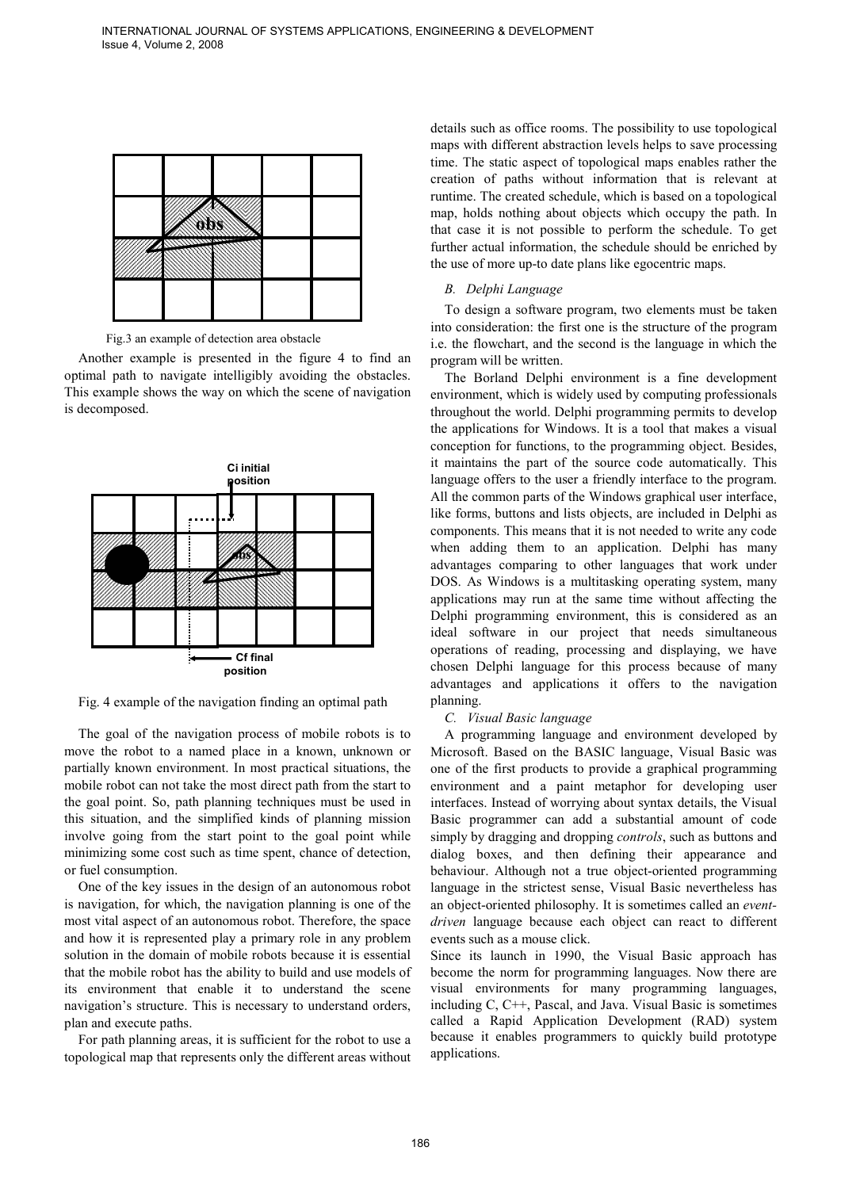Fig.3 an example of detection area obstacle

Another example is presented in the figure 4 to find an optimal path to navigate intelligibly avoiding the obstacles. This example shows the way on which the scene of navigation is decomposed.

Fig. 4 example of the navigation finding an optimal path

The goal of the navigation process of mobile robots is to move the robot to a named place in a known, unknown or partially known environment. In most practical situations, the mobile robot can not take the most direct path from the start to the goal point. So, path planning techniques must be used in this situation, and the simplified kinds of planning mission involve going from the start point to the goal point while minimizing some cost such as time spent, chance of detection, or fuel consumption.

One of the key issues in the design of an autonomous robot is navigation, for which, the navigation planning is one of the most vital aspect of an autonomous robot. Therefore, the space and how it is represented play a primary role in any problem solution in the domain of mobile robots because it is essential that the mobile robot has the ability to build and use models of its environment that enable it to understand the scene navigation's structure. This is necessary to understand orders, plan and execute paths.

For path planning areas, it is sufficient for the robot to use a topological map that represents only the different areas without details such as office rooms. The possibility to use topological maps with different abstraction levels helps to save processing time. The static aspect of topological maps enables rather the creation of paths without information that is relevant at runtime. The created schedule, which is based on a topological map, holds nothing about objects which occupy the path. In that case it is not possible to perform the schedule. To get further actual information, the schedule should be enriched by the use of more up-to date plans like egocentric maps.

### *B. Delphi Language*

To design a software program, two elements must be taken into consideration: the first one is the structure of the program i.e. the flowchart, and the second is the language in which the program will be written.

The Borland Delphi environment is a fine development environment, which is widely used by computing professionals throughout the world. Delphi programming permits to develop the applications for Windows. It is a tool that makes a visual conception for functions, to the programming object. Besides, it maintains the part of the source code automatically. This language offers to the user a friendly interface to the program. All the common parts of the Windows graphical user interface, like forms, buttons and lists objects, are included in Delphi as components. This means that it is not needed to write any code when adding them to an application. Delphi has many advantages comparing to other languages that work under DOS. As Windows is a multitasking operating system, many applications may run at the same time without affecting the Delphi programming environment, this is considered as an ideal software in our project that needs simultaneous operations of reading, processing and displaying, we have chosen Delphi language for this process because of many advantages and applications it offers to the navigation planning.

### *C. Visual Basic language*

A programming language and environment developed by Microsoft. Based on the BASIC language, Visual Basic was one of the first products to provide a graphical programming environment and a paint metaphor for developing user interfaces. Instead of worrying about syntax details, the Visual Basic programmer can add a substantial amount of code simply by dragging and dropping *controls*, such as buttons and dialog boxes, and then defining their appearance and behaviour. Although not a true object-oriented programming language in the strictest sense, Visual Basic nevertheless has an object-oriented philosophy. It is sometimes called an *event-driven* language because each object can react to different events such as a mouse click.

Since its launch in 1990, the Visual Basic approach has become the norm for programming languages. Now there are visual environments for many programming languages, including C, C++, Pascal, and Java. Visual Basic is sometimes called a Rapid Application Development (RAD) system because it enables programmers to quickly build prototype applications.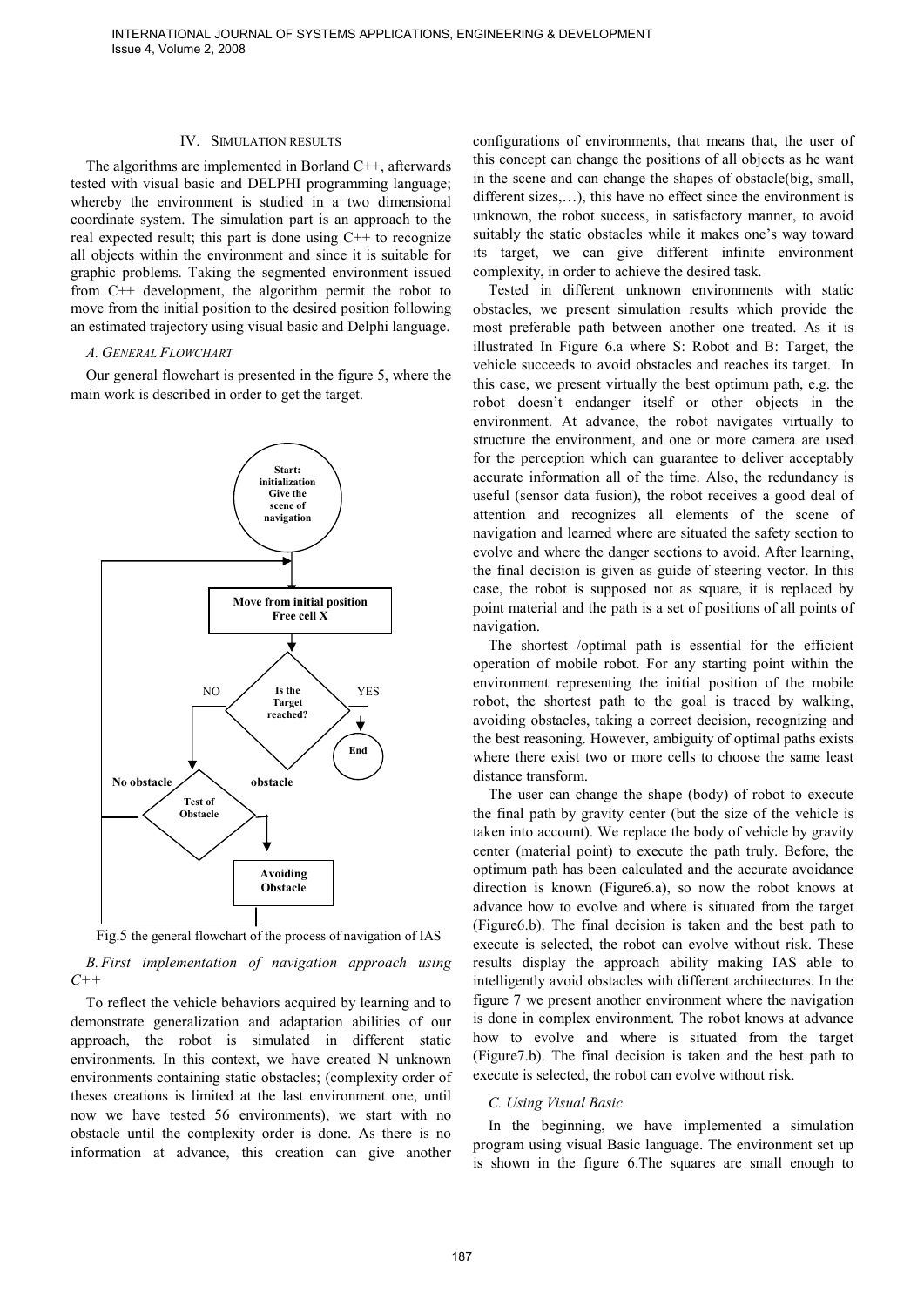## IV. Simulation Results

The algorithms are implemented in Borland C++, afterwards tested with visual basic and DELPHI programming language; whereby the environment is studied in a two dimensional coordinate system. The simulation part is an approach to the real expected result; this part is done using C++ to recognize all objects within the environment and since it is suitable for graphic problems. Taking the segmented environment issued from C++ development, the algorithm permit the robot to move from the initial position to the desired position following an estimated trajectory using visual basic and Delphi language.

### A. General Flowchart

Our general flowchart is presented in the figure 5, where the main work is described in order to get the target.

Start: initialization Give the scene of navigation

Move from initial position Free cell X

Is the Target reached?

YES — End

NO — Test of Obstacle

No obstacle — (return to Move)

obstacle — Avoiding Obstacle

Fig.5 the general flowchart of the process of navigation of IAS

### B. First implementation of navigation approach using C++

To reflect the vehicle behaviors acquired by learning and to demonstrate generalization and adaptation abilities of our approach, the robot is simulated in different static environments. In this context, we have created N unknown environments containing static obstacles; (complexity order of theses creations is limited at the last environment one, until now we have tested 56 environments), we start with no obstacle until the complexity order is done. As there is no information at advance, this creation can give another configurations of environments, that means that, the user of this concept can change the positions of all objects as he want in the scene and can change the shapes of obstacle(big, small, different sizes,…), this have no effect since the environment is unknown, the robot success, in satisfactory manner, to avoid suitably the static obstacles while it makes one's way toward its target, we can give different infinite environment complexity, in order to achieve the desired task.

Tested in different unknown environments with static obstacles, we present simulation results which provide the most preferable path between another one treated. As it is illustrated In Figure 6.a where S: Robot and B: Target, the vehicle succeeds to avoid obstacles and reaches its target. In this case, we present virtually the best optimum path, e.g. the robot doesn't endanger itself or other objects in the environment. At advance, the robot navigates virtually to structure the environment, and one or more camera are used for the perception which can guarantee to deliver acceptably accurate information all of the time. Also, the redundancy is useful (sensor data fusion), the robot receives a good deal of attention and recognizes all elements of the scene of navigation and learned where are situated the safety section to evolve and where the danger sections to avoid. After learning, the final decision is given as guide of steering vector. In this case, the robot is supposed not as square, it is replaced by point material and the path is a set of positions of all points of navigation.

The shortest /optimal path is essential for the efficient operation of mobile robot. For any starting point within the environment representing the initial position of the mobile robot, the shortest path to the goal is traced by walking, avoiding obstacles, taking a correct decision, recognizing and the best reasoning. However, ambiguity of optimal paths exists where there exist two or more cells to choose the same least distance transform.

The user can change the shape (body) of robot to execute the final path by gravity center (but the size of the vehicle is taken into account). We replace the body of vehicle by gravity center (material point) to execute the path truly. Before, the optimum path has been calculated and the accurate avoidance direction is known (Figure6.a), so now the robot knows at advance how to evolve and where is situated from the target (Figure6.b). The final decision is taken and the best path to execute is selected, the robot can evolve without risk. These results display the approach ability making IAS able to intelligently avoid obstacles with different architectures. In the figure 7 we present another environment where the navigation is done in complex environment. The robot knows at advance how to evolve and where is situated from the target (Figure7.b). The final decision is taken and the best path to execute is selected, the robot can evolve without risk.

### C. Using Visual Basic

In the beginning, we have implemented a simulation program using visual Basic language. The environment set up is shown in the figure 6.The squares are small enough to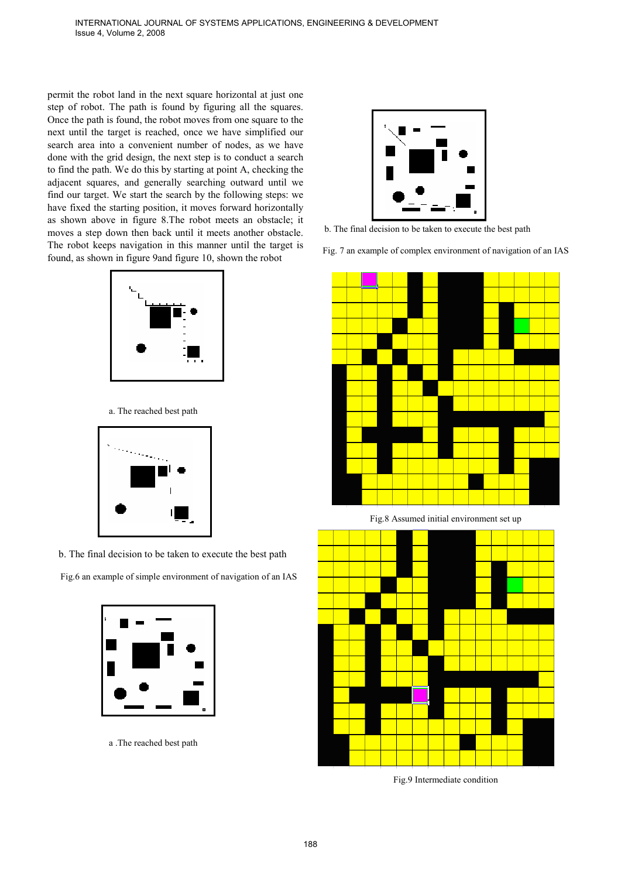permit the robot land in the next square horizontal at just one step of robot. The path is found by figuring all the squares. Once the path is found, the robot moves from one square to the next until the target is reached, once we have simplified our search area into a convenient number of nodes, as we have done with the grid design, the next step is to conduct a search to find the path. We do this by starting at point A, checking the adjacent squares, and generally searching outward until we find our target. We start the search by the following steps: we have fixed the starting position, it moves forward horizontally as shown above in figure 8.The robot meets an obstacle; it moves a step down then back until it meets another obstacle. The robot keeps navigation in this manner until the target is found, as shown in figure 9and figure 10, shown the robot

a. The reached best path

b. The final decision to be taken to execute the best path

Fig.6 an example of simple environment of navigation of an IAS

a .The reached best path

b. The final decision to be taken to execute the best path

Fig. 7 an example of complex environment of navigation of an IAS

Fig.8 Assumed initial environment set up

Fig.9 Intermediate condition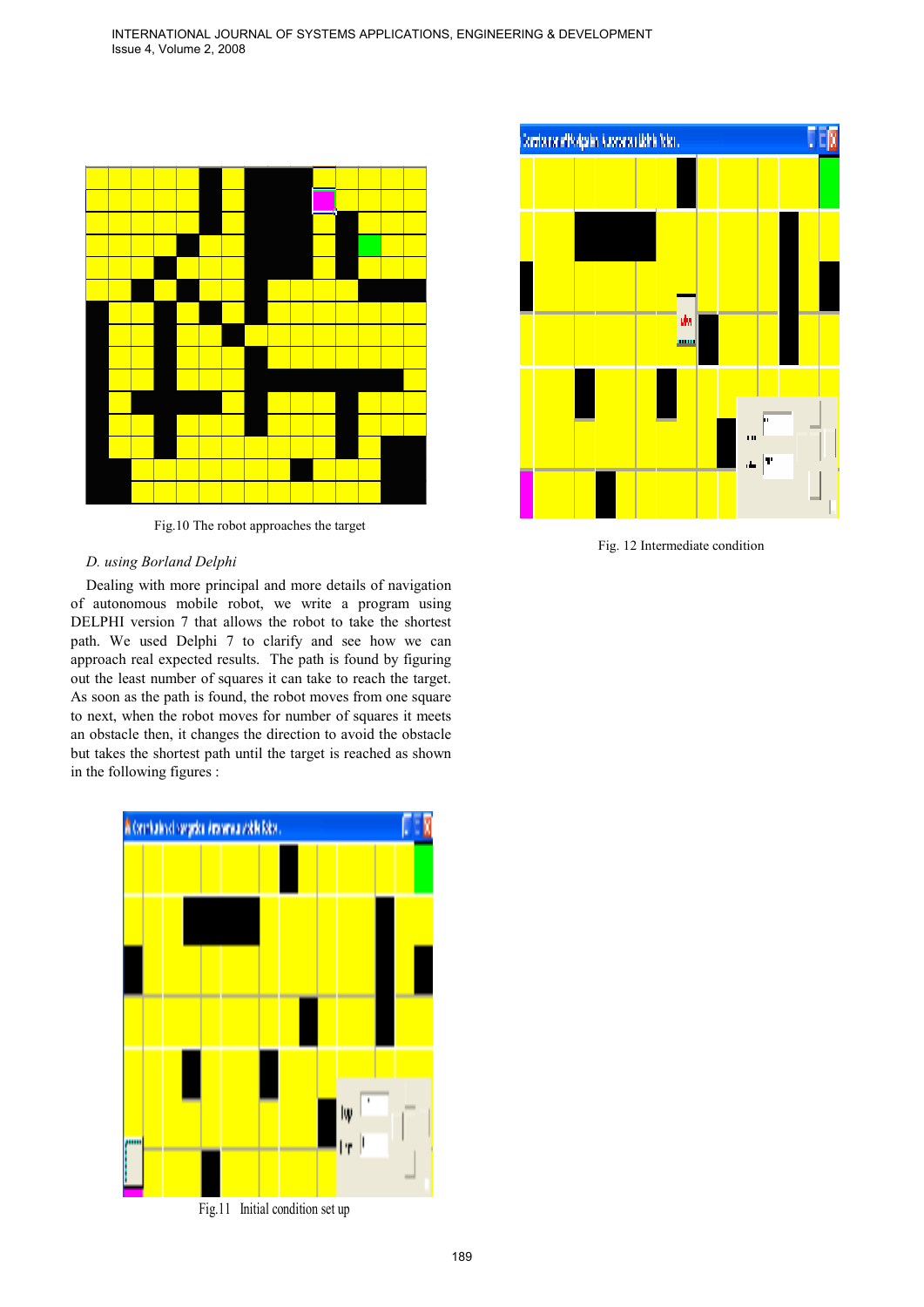Fig.10 The robot approaches the target

### D. using Borland Delphi

Dealing with more principal and more details of navigation of autonomous mobile robot, we write a program using DELPHI version 7 that allows the robot to take the shortest path. We used Delphi 7 to clarify and see how we can approach real expected results. The path is found by figuring out the least number of squares it can take to reach the target. As soon as the path is found, the robot moves from one square to next, when the robot moves for number of squares it meets an obstacle then, it changes the direction to avoid the obstacle but takes the shortest path until the target is reached as shown in the following figures :

Fig.11 Initial condition set up

Fig. 12 Intermediate condition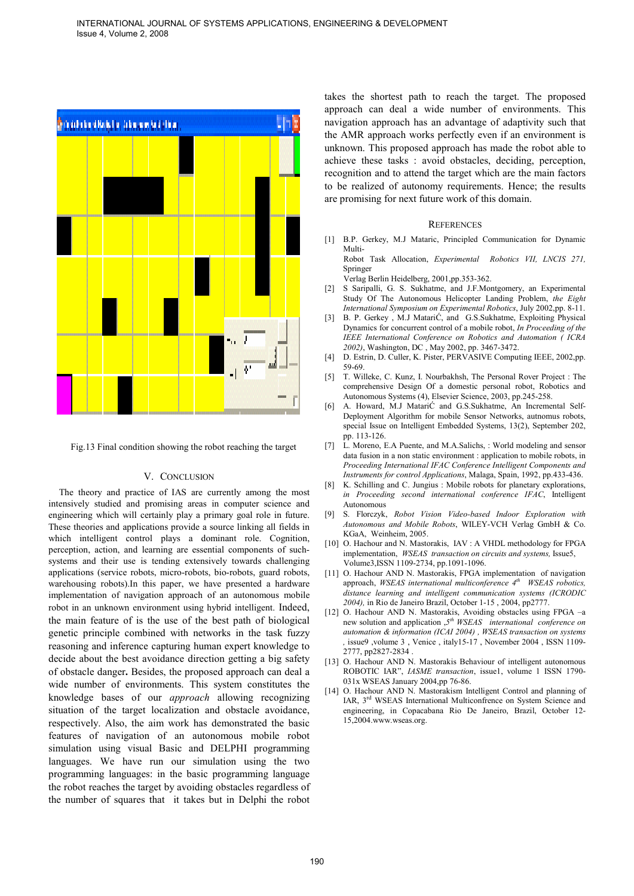Fig.13 Final condition showing the robot reaching the target

## V. CONCLUSION

The theory and practice of IAS are currently among the most intensively studied and promising areas in computer science and engineering which will certainly play a primary goal role in future. These theories and applications provide a source linking all fields in which intelligent control plays a dominant role. Cognition, perception, action, and learning are essential components of such-systems and their use is tending extensively towards challenging applications (service robots, micro-robots, bio-robots, guard robots, warehousing robots).In this paper, we have presented a hardware implementation of navigation approach of an autonomous mobile robot in an unknown environment using hybrid intelligent. Indeed, the main feature of is the use of the best path of biological genetic principle combined with networks in the task fuzzy reasoning and inference capturing human expert knowledge to decide about the best avoidance direction getting a big safety of obstacle danger**.** Besides, the proposed approach can deal a wide number of environments. This system constitutes the knowledge bases of our *approach* allowing recognizing situation of the target localization and obstacle avoidance, respectively. Also, the aim work has demonstrated the basic features of navigation of an autonomous mobile robot simulation using visual Basic and DELPHI programming languages. We have run our simulation using the two programming languages: in the basic programming language the robot reaches the target by avoiding obstacles regardless of the number of squares that it takes but in Delphi the robot takes the shortest path to reach the target. The proposed approach can deal a wide number of environments. This navigation approach has an advantage of adaptivity such that the AMR approach works perfectly even if an environment is unknown. This proposed approach has made the robot able to achieve these tasks : avoid obstacles, deciding, perception, recognition and to attend the target which are the main factors to be realized of autonomy requirements. Hence; the results are promising for next future work of this domain.

## REFERENCES

[1] B.P. Gerkey, M.J Mataric, Principled Communication for Dynamic Multi-
Robot Task Allocation, *Experimental Robotics VII, LNCIS 271,* Springer
Verlag Berlin Heidelberg, 2001,pp.353-362.

[2] S Saripalli, G. S. Sukhatme, and J.F.Montgomery, an Experimental Study Of The Autonomous Helicopter Landing Problem, *the Eight International Symposium on Experimental Robotics*, July 2002,pp. 8-11.

[3] B. P. Gerkey , M.J MatariĆ, and G.S.Sukhatme, Exploiting Physical Dynamics for concurrent control of a mobile robot, *In Proceeding of the IEEE International Conference on Robotics and Automation ( ICRA 2002)*, Washington, DC , May 2002, pp. 3467-3472.

[4] D. Estrin, D. Culler, K. Pister, PERVASIVE Computing IEEE, 2002,pp. 59-69.

[5] T. Willeke, C. Kunz, I. Nourbakhsh, The Personal Rover Project : The comprehensive Design Of a domestic personal robot, Robotics and Autonomous Systems (4), Elsevier Science, 2003, pp.245-258.

[6] A. Howard, M.J MatariĆ and G.S.Sukhatme, An Incremental Self-Deployment Algorithm for mobile Sensor Networks, autnomus robots, special Issue on Intelligent Embedded Systems, 13(2), September 202, pp. 113-126.

[7] L. Moreno, E.A Puente, and M.A.Salichs, : World modeling and sensor data fusion in a non static environment : application to mobile robots, in *Proceeding International IFAC Conference Intelligent Components and Instruments for control Applications*, Malaga, Spain, 1992, pp.433-436.

[8] K. Schilling and C. Jungius : Mobile robots for planetary explorations, *in Proceeding second international conference IFAC*, Intelligent Autonomous

[9] S. Florczyk, *Robot Vision Video-based Indoor Exploration with Autonomous and Mobile Robots*, WILEY-VCH Verlag GmbH & Co. KGaA, Weinheim, 2005.

[10] O. Hachour and N. Mastorakis, IAV : A VHDL methodology for FPGA implementation, *WSEAS transaction on circuits and systems,* Issue5, Volume3,ISSN 1109-2734, pp.1091-1096.

[11] O. Hachour AND N. Mastorakis, FPGA implementation of navigation approach, *WSEAS international multiconference 4th WSEAS robotics, distance learning and intelligent communication systems (ICRODIC 2004),* in Rio de Janeiro Brazil, October 1-15 , 2004, pp2777.

[12] O. Hachour AND N. Mastorakis, Avoiding obstacles using FPGA –a new solution and application ,*5th WSEAS international conference on automation & information (ICAI 2004) , WSEAS transaction on systems* , issue9 ,volume 3 , Venice , italy15-17 , November 2004 , ISSN 1109-2777, pp2827-2834 .

[13] O. Hachour AND N. Mastorakis Behaviour of intelligent autonomous ROBOTIC IAR", *IASME transaction*, issue1, volume 1 ISSN 1790-031x WSEAS January 2004,pp 76-86.

[14] O. Hachour AND N. Mastorakism Intelligent Control and planning of IAR, 3rd WSEAS International Multiconfrence on System Science and engineering, in Copacabana Rio De Janeiro, Brazil, October 12-15,2004.www.wseas.org.